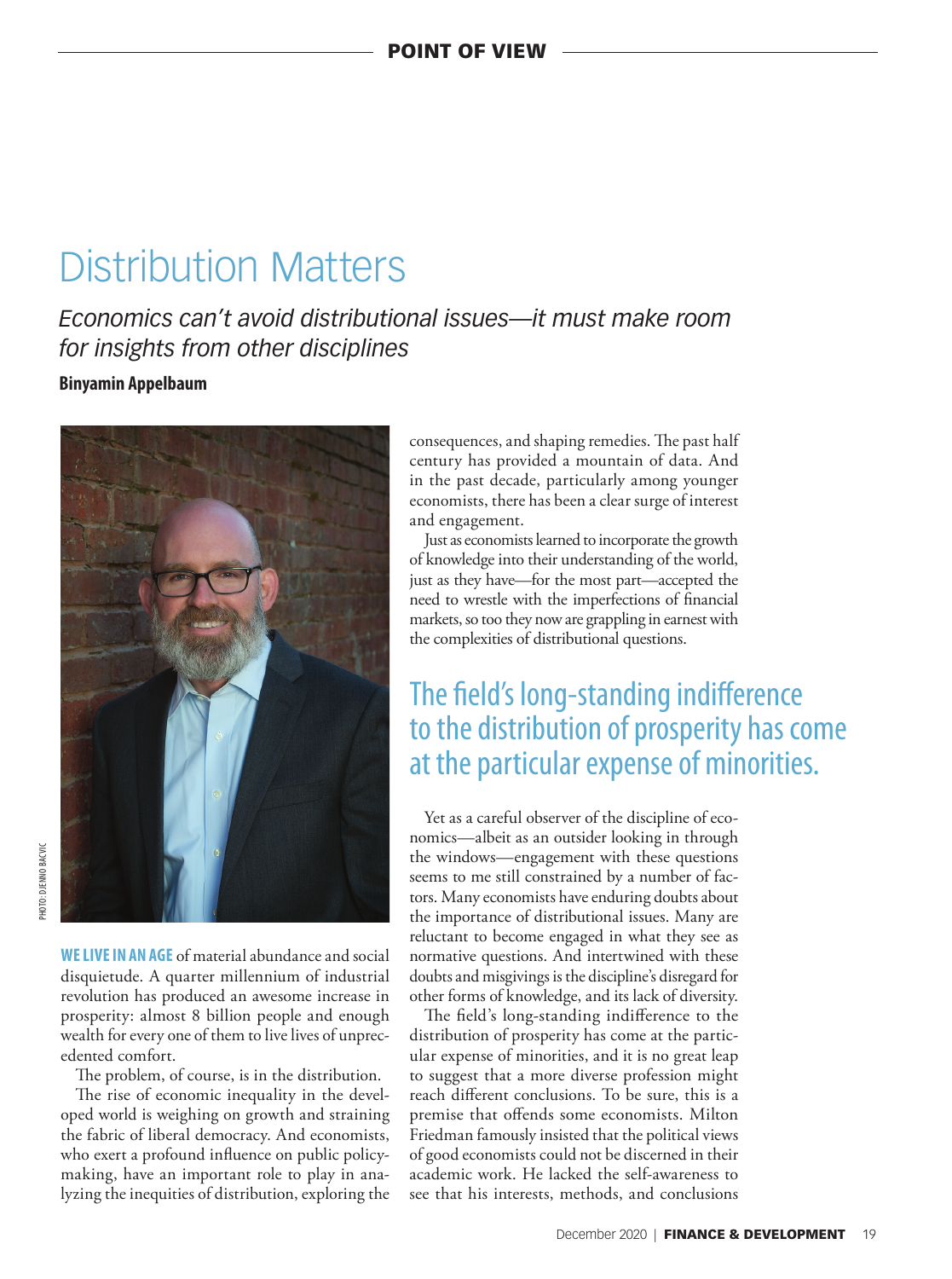# Distribution Matters

*Economics can't avoid distributional issues—it must make room for insights from other disciplines*

**Binyamin Appelbaum**

PHOTO: DJENNO BACVIC

**WE LIVE IN AN AGE** of material abundance and social disquietude. A quarter millennium of industrial revolution has produced an awesome increase in prosperity: almost 8 billion people and enough wealth for every one of them to live lives of unprecedented comfort.

The problem, of course, is in the distribution.

The rise of economic inequality in the developed world is weighing on growth and straining the fabric of liberal democracy. And economists, who exert a profound influence on public policymaking, have an important role to play in analyzing the inequities of distribution, exploring the consequences, and shaping remedies. The past half century has provided a mountain of data. And in the past decade, particularly among younger economists, there has been a clear surge of interest and engagement.

Just as economists learned to incorporate the growth of knowledge into their understanding of the world, just as they have—for the most part—accepted the need to wrestle with the imperfections of financial markets, so too they now are grappling in earnest with the complexities of distributional questions.

> The field's long-standing indifference to the distribution of prosperity has come at the particular expense of minorities.

Yet as a careful observer of the discipline of economics—albeit as an outsider looking in through the windows—engagement with these questions seems to me still constrained by a number of factors. Many economists have enduring doubts about the importance of distributional issues. Many are reluctant to become engaged in what they see as normative questions. And intertwined with these doubts and misgivings is the discipline's disregard for other forms of knowledge, and its lack of diversity.

The field's long-standing indifference to the distribution of prosperity has come at the particular expense of minorities, and it is no great leap to suggest that a more diverse profession might reach different conclusions. To be sure, this is a premise that offends some economists. Milton Friedman famously insisted that the political views of good economists could not be discerned in their academic work. He lacked the self-awareness to see that his interests, methods, and conclusions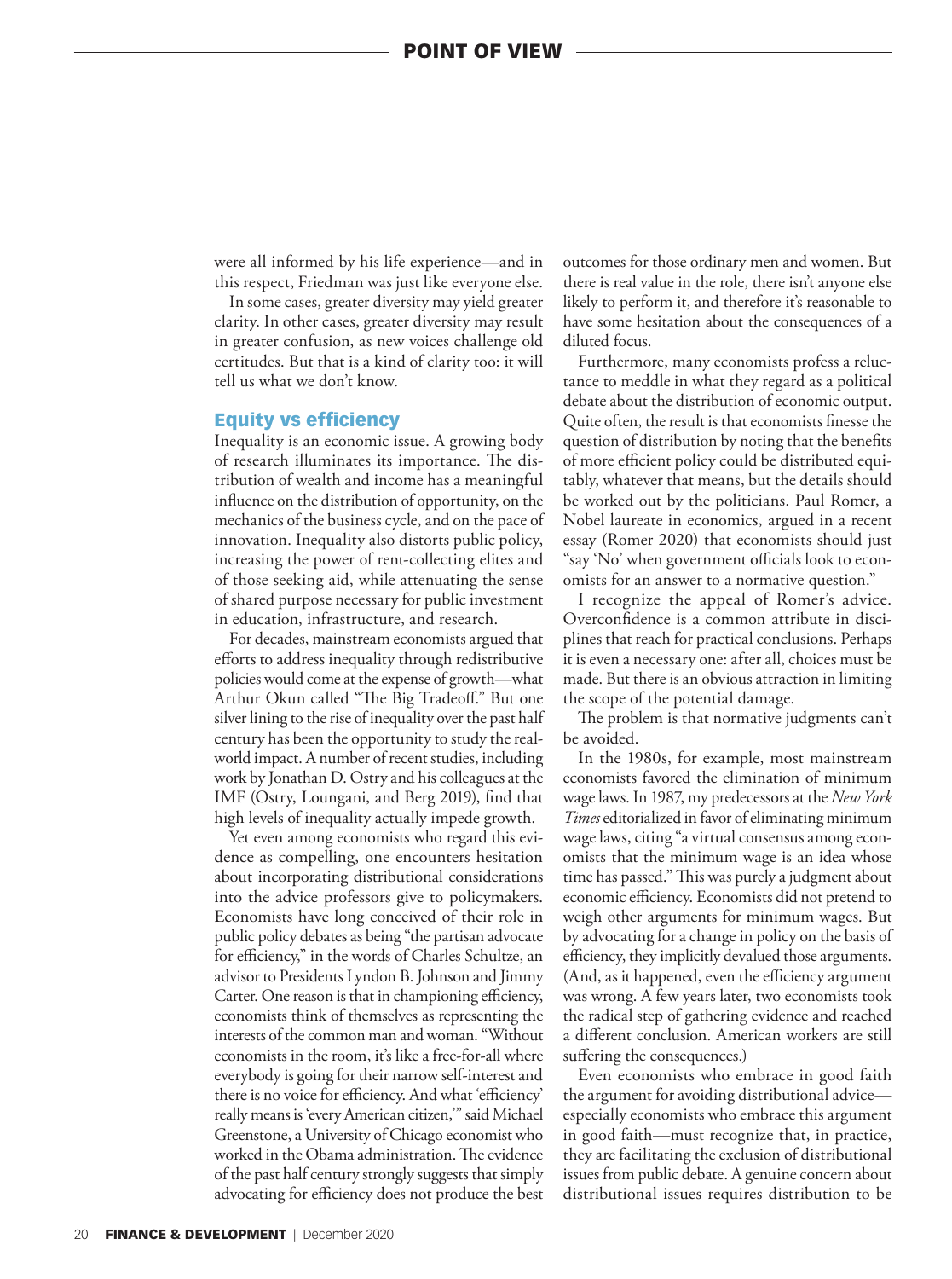were all informed by his life experience—and in this respect, Friedman was just like everyone else.

In some cases, greater diversity may yield greater clarity. In other cases, greater diversity may result in greater confusion, as new voices challenge old certitudes. But that is a kind of clarity too: it will tell us what we don't know.

## Equity vs efficiency

Inequality is an economic issue. A growing body of research illuminates its importance. The distribution of wealth and income has a meaningful influence on the distribution of opportunity, on the mechanics of the business cycle, and on the pace of innovation. Inequality also distorts public policy, increasing the power of rent-collecting elites and of those seeking aid, while attenuating the sense of shared purpose necessary for public investment in education, infrastructure, and research.

For decades, mainstream economists argued that efforts to address inequality through redistributive policies would come at the expense of growth—what Arthur Okun called "The Big Tradeoff." But one silver lining to the rise of inequality over the past half century has been the opportunity to study the real-world impact. A number of recent studies, including work by Jonathan D. Ostry and his colleagues at the IMF (Ostry, Loungani, and Berg 2019), find that high levels of inequality actually impede growth.

Yet even among economists who regard this evidence as compelling, one encounters hesitation about incorporating distributional considerations into the advice professors give to policymakers. Economists have long conceived of their role in public policy debates as being "the partisan advocate for efficiency," in the words of Charles Schultze, an advisor to Presidents Lyndon B. Johnson and Jimmy Carter. One reason is that in championing efficiency, economists think of themselves as representing the interests of the common man and woman. "Without economists in the room, it's like a free-for-all where everybody is going for their narrow self-interest and there is no voice for efficiency. And what 'efficiency' really means is 'every American citizen,'" said Michael Greenstone, a University of Chicago economist who worked in the Obama administration. The evidence of the past half century strongly suggests that simply advocating for efficiency does not produce the best outcomes for those ordinary men and women. But there is real value in the role, there isn't anyone else likely to perform it, and therefore it's reasonable to have some hesitation about the consequences of a diluted focus.

Furthermore, many economists profess a reluctance to meddle in what they regard as a political debate about the distribution of economic output. Quite often, the result is that economists finesse the question of distribution by noting that the benefits of more efficient policy could be distributed equitably, whatever that means, but the details should be worked out by the politicians. Paul Romer, a Nobel laureate in economics, argued in a recent essay (Romer 2020) that economists should just "say 'No' when government officials look to economists for an answer to a normative question."

I recognize the appeal of Romer's advice. Overconfidence is a common attribute in disciplines that reach for practical conclusions. Perhaps it is even a necessary one: after all, choices must be made. But there is an obvious attraction in limiting the scope of the potential damage.

The problem is that normative judgments can't be avoided.

In the 1980s, for example, most mainstream economists favored the elimination of minimum wage laws. In 1987, my predecessors at the *New York Times* editorialized in favor of eliminating minimum wage laws, citing "a virtual consensus among economists that the minimum wage is an idea whose time has passed." This was purely a judgment about economic efficiency. Economists did not pretend to weigh other arguments for minimum wages. But by advocating for a change in policy on the basis of efficiency, they implicitly devalued those arguments. (And, as it happened, even the efficiency argument was wrong. A few years later, two economists took the radical step of gathering evidence and reached a different conclusion. American workers are still suffering the consequences.)

Even economists who embrace in good faith the argument for avoiding distributional advice—especially economists who embrace this argument in good faith—must recognize that, in practice, they are facilitating the exclusion of distributional issues from public debate. A genuine concern about distributional issues requires distribution to be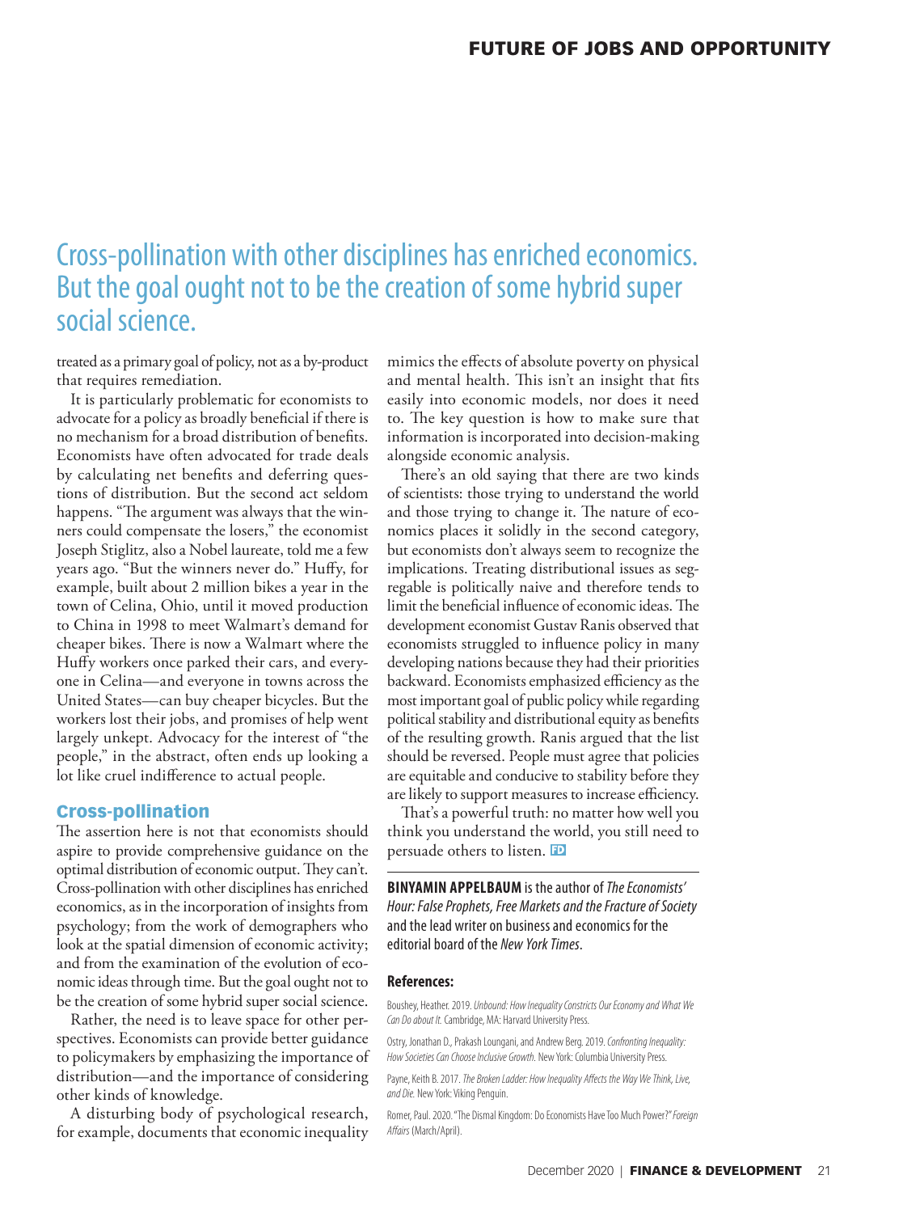> Cross-pollination with other disciplines has enriched economics. But the goal ought not to be the creation of some hybrid super social science.

treated as a primary goal of policy, not as a by-product that requires remediation.

It is particularly problematic for economists to advocate for a policy as broadly beneficial if there is no mechanism for a broad distribution of benefits. Economists have often advocated for trade deals by calculating net benefits and deferring questions of distribution. But the second act seldom happens. "The argument was always that the winners could compensate the losers," the economist Joseph Stiglitz, also a Nobel laureate, told me a few years ago. "But the winners never do." Huffy, for example, built about 2 million bikes a year in the town of Celina, Ohio, until it moved production to China in 1998 to meet Walmart's demand for cheaper bikes. There is now a Walmart where the Huffy workers once parked their cars, and everyone in Celina—and everyone in towns across the United States—can buy cheaper bicycles. But the workers lost their jobs, and promises of help went largely unkept. Advocacy for the interest of "the people," in the abstract, often ends up looking a lot like cruel indifference to actual people.

## Cross-pollination

The assertion here is not that economists should aspire to provide comprehensive guidance on the optimal distribution of economic output. They can't. Cross-pollination with other disciplines has enriched economics, as in the incorporation of insights from psychology; from the work of demographers who look at the spatial dimension of economic activity; and from the examination of the evolution of economic ideas through time. But the goal ought not to be the creation of some hybrid super social science.

Rather, the need is to leave space for other perspectives. Economists can provide better guidance to policymakers by emphasizing the importance of distribution—and the importance of considering other kinds of knowledge.

A disturbing body of psychological research, for example, documents that economic inequality mimics the effects of absolute poverty on physical and mental health. This isn't an insight that fits easily into economic models, nor does it need to. The key question is how to make sure that information is incorporated into decision-making alongside economic analysis.

There's an old saying that there are two kinds of scientists: those trying to understand the world and those trying to change it. The nature of economics places it solidly in the second category, but economists don't always seem to recognize the implications. Treating distributional issues as segregable is politically naive and therefore tends to limit the beneficial influence of economic ideas. The development economist Gustav Ranis observed that economists struggled to influence policy in many developing nations because they had their priorities backward. Economists emphasized efficiency as the most important goal of public policy while regarding political stability and distributional equity as benefits of the resulting growth. Ranis argued that the list should be reversed. People must agree that policies are equitable and conducive to stability before they are likely to support measures to increase efficiency.

That's a powerful truth: no matter how well you think you understand the world, you still need to persuade others to listen.

**BINYAMIN APPELBAUM** is the author of *The Economists' Hour: False Prophets, Free Markets and the Fracture of Society* and the lead writer on business and economics for the editorial board of the *New York Times*.

### References:

Boushey, Heather. 2019. *Unbound: How Inequality Constricts Our Economy and What We Can Do about It.* Cambridge, MA: Harvard University Press.

Ostry, Jonathan D., Prakash Loungani, and Andrew Berg. 2019. *Confronting Inequality: How Societies Can Choose Inclusive Growth.* New York: Columbia University Press.

Payne, Keith B. 2017. *The Broken Ladder: How Inequality Affects the Way We Think, Live, and Die.* New York: Viking Penguin.

Romer, Paul. 2020. "The Dismal Kingdom: Do Economists Have Too Much Power?" *Foreign Affairs* (March/April).